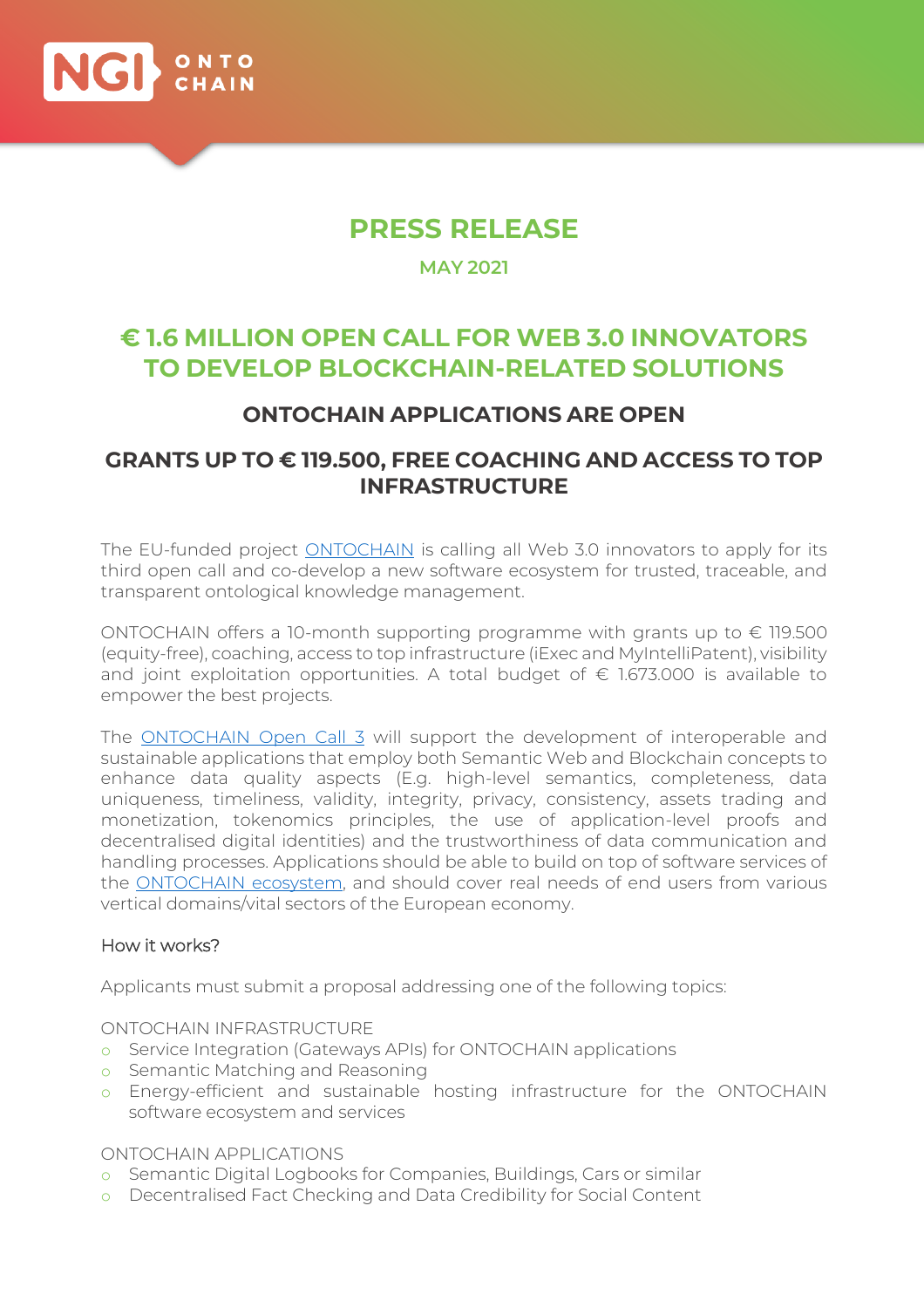# PRESS RELEASE

**MAY 2021**

## € 1.6 MILLION OPEN CALL FOR WEB 3.0 INNOVATORS TO DEVELOP BLOCKCHAIN-RELATED SOLUTIONS

### ONTOCHAIN APPLICATIONS ARE OPEN

### GRANTS UP TO € 119.500, FREE COACHING AND ACCESS TO TOP INFRASTRUCTURE

The EU-funded project ONTOCHAIN is calling all Web 3.0 innovators to apply for its third open call and co-develop a new software ecosystem for trusted, traceable, and transparent ontological knowledge management.

ONTOCHAIN offers a 10-month supporting programme with grants up to € 119.500 (equity-free), coaching, access to top infrastructure (iExec and MyIntelliPatent), visibility and joint exploitation opportunities. A total budget of € 1.673.000 is available to empower the best projects.

The ONTOCHAIN Open Call 3 will support the development of interoperable and sustainable applications that employ both Semantic Web and Blockchain concepts to enhance data quality aspects (E.g. high-level semantics, completeness, data uniqueness, timeliness, validity, integrity, privacy, consistency, assets trading and monetization, tokenomics principles, the use of application-level proofs and decentralised digital identities) and the trustworthiness of data communication and handling processes. Applications should be able to build on top of software services of the ONTOCHAIN ecosystem, and should cover real needs of end users from various vertical domains/vital sectors of the European economy.

How it works?

Applicants must submit a proposal addressing one of the following topics:

ONTOCHAIN INFRASTRUCTURE

- Service Integration (Gateways APIs) for ONTOCHAIN applications
- Semantic Matching and Reasoning
- Energy-efficient and sustainable hosting infrastructure for the ONTOCHAIN software ecosystem and services

ONTOCHAIN APPLICATIONS

- Semantic Digital Logbooks for Companies, Buildings, Cars or similar
- Decentralised Fact Checking and Data Credibility for Social Content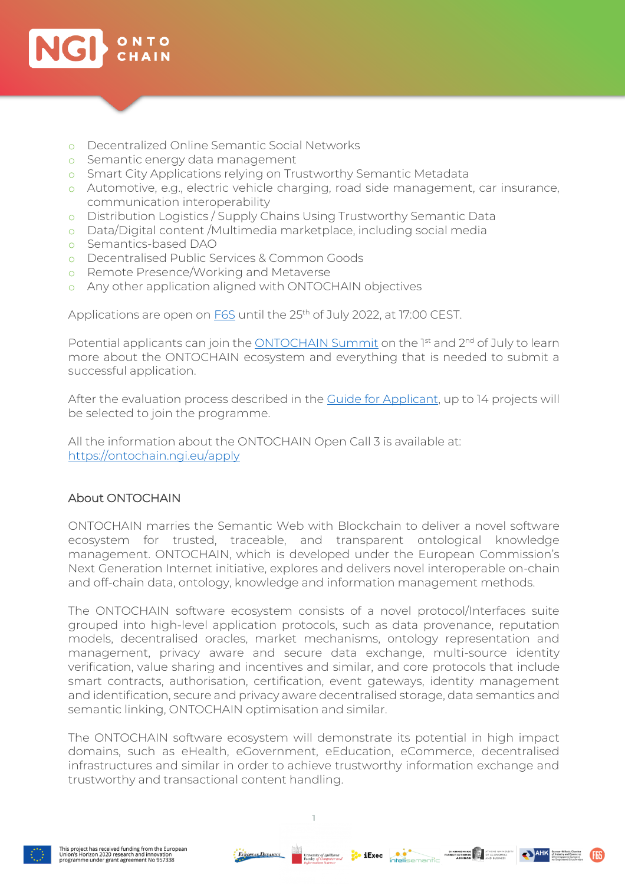- Decentralized Online Semantic Social Networks
- Semantic energy data management
- Smart City Applications relying on Trustworthy Semantic Metadata
- Automotive, e.g., electric vehicle charging, road side management, car insurance, communication interoperability
- Distribution Logistics / Supply Chains Using Trustworthy Semantic Data
- Data/Digital content /Multimedia marketplace, including social media
- Semantics-based DAO
- Decentralised Public Services & Common Goods
- Remote Presence/Working and Metaverse
- Any other application aligned with ONTOCHAIN objectives

Applications are open on F6S until the 25th of July 2022, at 17:00 CEST.

Potential applicants can join the ONTOCHAIN Summit on the 1st and 2nd of July to learn more about the ONTOCHAIN ecosystem and everything that is needed to submit a successful application.

After the evaluation process described in the Guide for Applicant, up to 14 projects will be selected to join the programme.

All the information about the ONTOCHAIN Open Call 3 is available at:
https://ontochain.ngi.eu/apply

## About ONTOCHAIN

ONTOCHAIN marries the Semantic Web with Blockchain to deliver a novel software ecosystem for trusted, traceable, and transparent ontological knowledge management. ONTOCHAIN, which is developed under the European Commission's Next Generation Internet initiative, explores and delivers novel interoperable on-chain and off-chain data, ontology, knowledge and information management methods.

The ONTOCHAIN software ecosystem consists of a novel protocol/Interfaces suite grouped into high-level application protocols, such as data provenance, reputation models, decentralised oracles, market mechanisms, ontology representation and management, privacy aware and secure data exchange, multi-source identity verification, value sharing and incentives and similar, and core protocols that include smart contracts, authorisation, certification, event gateways, identity management and identification, secure and privacy aware decentralised storage, data semantics and semantic linking, ONTOCHAIN optimisation and similar.

The ONTOCHAIN software ecosystem will demonstrate its potential in high impact domains, such as eHealth, eGovernment, eEducation, eCommerce, decentralised infrastructures and similar in order to achieve trustworthy information exchange and trustworthy and transactional content handling.

This project has received funding from the European Union's Horizon 2020 research and innovation programme under grant agreement No 957338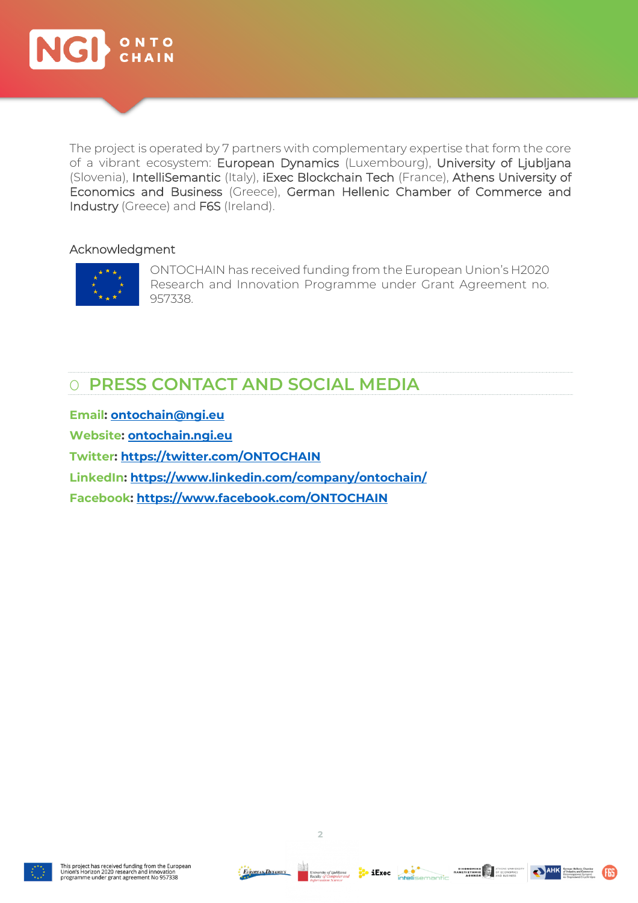The project is operated by 7 partners with complementary expertise that form the core of a vibrant ecosystem: European Dynamics (Luxembourg), University of Ljubljana (Slovenia), IntelliSemantic (Italy), iExec Blockchain Tech (France), Athens University of Economics and Business (Greece), German Hellenic Chamber of Commerce and Industry (Greece) and F6S (Ireland).

### Acknowledgment

ONTOCHAIN has received funding from the European Union's H2020 Research and Innovation Programme under Grant Agreement no. 957338.

## PRESS CONTACT AND SOCIAL MEDIA

**Email: ontochain@ngi.eu**

**Website: ontochain.ngi.eu**

**Twitter: https://twitter.com/ONTOCHAIN**

**LinkedIn: https://www.linkedin.com/company/ontochain/**

**Facebook: https://www.facebook.com/ONTOCHAIN**